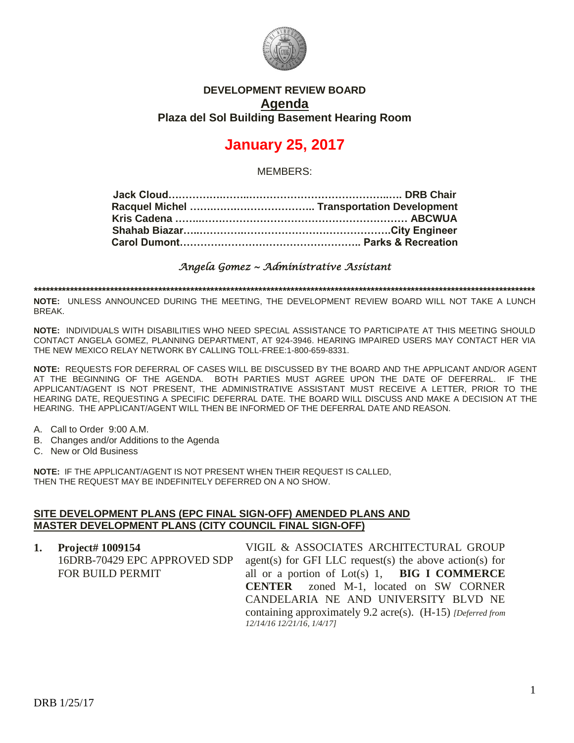**DEVELOPMENT REVIEW BOARD**

# Agenda

**Plaza del Sol Building Basement Hearing Room**

## January 25, 2017

MEMBERS:

**Jack Cloud………………………………………………………….. DRB Chair**
**Racquel Michel ……………………………….. Transportation Development**
**Kris Cadena ……………………………………………………………. ABCWUA**
**Shahab Biazar…………………………………………………….City Engineer**
**Carol Dumont…………………………………………….. Parks & Recreation**

*Angela Gomez ~ Administrative Assistant*

**************************************************************************************************************************************

**NOTE:** UNLESS ANNOUNCED DURING THE MEETING, THE DEVELOPMENT REVIEW BOARD WILL NOT TAKE A LUNCH BREAK.

**NOTE:** INDIVIDUALS WITH DISABILITIES WHO NEED SPECIAL ASSISTANCE TO PARTICIPATE AT THIS MEETING SHOULD CONTACT ANGELA GOMEZ, PLANNING DEPARTMENT, AT 924-3946. HEARING IMPAIRED USERS MAY CONTACT HER VIA THE NEW MEXICO RELAY NETWORK BY CALLING TOLL-FREE:1-800-659-8331.

**NOTE:** REQUESTS FOR DEFERRAL OF CASES WILL BE DISCUSSED BY THE BOARD AND THE APPLICANT AND/OR AGENT AT THE BEGINNING OF THE AGENDA. BOTH PARTIES MUST AGREE UPON THE DATE OF DEFERRAL. IF THE APPLICANT/AGENT IS NOT PRESENT, THE ADMINISTRATIVE ASSISTANT MUST RECEIVE A LETTER, PRIOR TO THE HEARING DATE, REQUESTING A SPECIFIC DEFERRAL DATE. THE BOARD WILL DISCUSS AND MAKE A DECISION AT THE HEARING. THE APPLICANT/AGENT WILL THEN BE INFORMED OF THE DEFERRAL DATE AND REASON.

A. Call to Order 9:00 A.M.
B. Changes and/or Additions to the Agenda
C. New or Old Business

**NOTE:** IF THE APPLICANT/AGENT IS NOT PRESENT WHEN THEIR REQUEST IS CALLED, THEN THE REQUEST MAY BE INDEFINITELY DEFERRED ON A NO SHOW.

**SITE DEVELOPMENT PLANS (EPC FINAL SIGN-OFF) AMENDED PLANS AND MASTER DEVELOPMENT PLANS (CITY COUNCIL FINAL SIGN-OFF)**

1. **Project# 1009154**
   16DRB-70429 EPC APPROVED SDP FOR BUILD PERMIT

   VIGIL & ASSOCIATES ARCHITECTURAL GROUP agent(s) for GFI LLC request(s) the above action(s) for all or a portion of Lot(s) 1, **BIG I COMMERCE CENTER** zoned M-1, located on SW CORNER CANDELARIA NE AND UNIVERSITY BLVD NE containing approximately 9.2 acre(s). (H-15) *[Deferred from 12/14/16 12/21/16, 1/4/17]*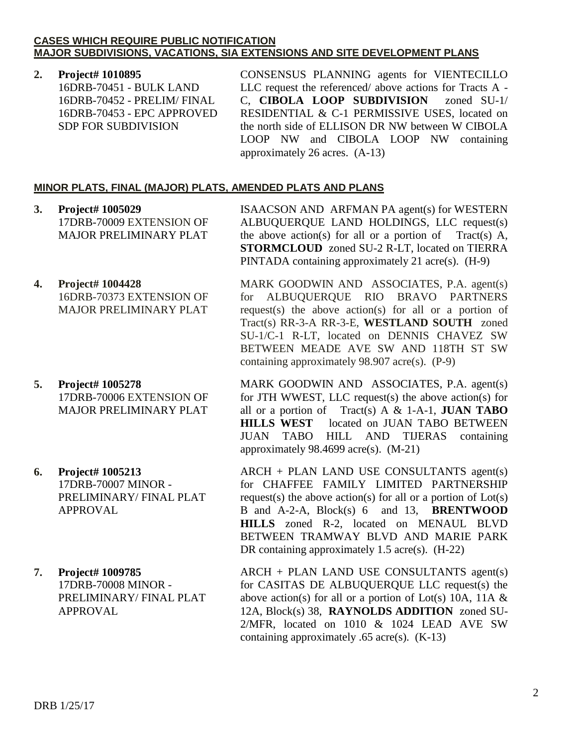**CASES WHICH REQUIRE PUBLIC NOTIFICATION**
**MAJOR SUBDIVISIONS, VACATIONS, SIA EXTENSIONS AND SITE DEVELOPMENT PLANS**

**2. Project# 1010895**
16DRB-70451 - BULK LAND
16DRB-70452 - PRELIM/ FINAL
16DRB-70453 - EPC APPROVED SDP FOR SUBDIVISION

CONSENSUS PLANNING agents for VIENTECILLO LLC request the referenced/ above actions for Tracts A - C, **CIBOLA LOOP SUBDIVISION** zoned SU-1/ RESIDENTIAL & C-1 PERMISSIVE USES, located on the north side of ELLISON DR NW between W CIBOLA LOOP NW and CIBOLA LOOP NW containing approximately 26 acres. (A-13)

**MINOR PLATS, FINAL (MAJOR) PLATS, AMENDED PLATS AND PLANS**

**3. Project# 1005029**
17DRB-70009 EXTENSION OF MAJOR PRELIMINARY PLAT

ISAACSON AND ARFMAN PA agent(s) for WESTERN ALBUQUERQUE LAND HOLDINGS, LLC request(s) the above action(s) for all or a portion of Tract(s) A, **STORMCLOUD** zoned SU-2 R-LT, located on TIERRA PINTADA containing approximately 21 acre(s). (H-9)

**4. Project# 1004428**
16DRB-70373 EXTENSION OF MAJOR PRELIMINARY PLAT

MARK GOODWIN AND ASSOCIATES, P.A. agent(s) for ALBUQUERQUE RIO BRAVO PARTNERS request(s) the above action(s) for all or a portion of Tract(s) RR-3-A RR-3-E, **WESTLAND SOUTH** zoned SU-1/C-1 R-LT, located on DENNIS CHAVEZ SW BETWEEN MEADE AVE SW AND 118TH ST SW containing approximately 98.907 acre(s). (P-9)

**5. Project# 1005278**
17DRB-70006 EXTENSION OF MAJOR PRELIMINARY PLAT

MARK GOODWIN AND ASSOCIATES, P.A. agent(s) for JTH WWEST, LLC request(s) the above action(s) for all or a portion of Tract(s) A & 1-A-1, **JUAN TABO HILLS WEST** located on JUAN TABO BETWEEN JUAN TABO HILL AND TIJERAS containing approximately 98.4699 acre(s). (M-21)

**6. Project# 1005213**
17DRB-70007 MINOR - PRELIMINARY/ FINAL PLAT APPROVAL

ARCH + PLAN LAND USE CONSULTANTS agent(s) for CHAFFEE FAMILY LIMITED PARTNERSHIP request(s) the above action(s) for all or a portion of Lot(s) B and A-2-A, Block(s) 6 and 13, **BRENTWOOD HILLS** zoned R-2, located on MENAUL BLVD BETWEEN TRAMWAY BLVD AND MARIE PARK DR containing approximately 1.5 acre(s). (H-22)

**7. Project# 1009785**
17DRB-70008 MINOR - PRELIMINARY/ FINAL PLAT APPROVAL

ARCH + PLAN LAND USE CONSULTANTS agent(s) for CASITAS DE ALBUQUERQUE LLC request(s) the above action(s) for all or a portion of Lot(s) 10A, 11A & 12A, Block(s) 38, **RAYNOLDS ADDITION** zoned SU-2/MFR, located on 1010 & 1024 LEAD AVE SW containing approximately .65 acre(s). (K-13)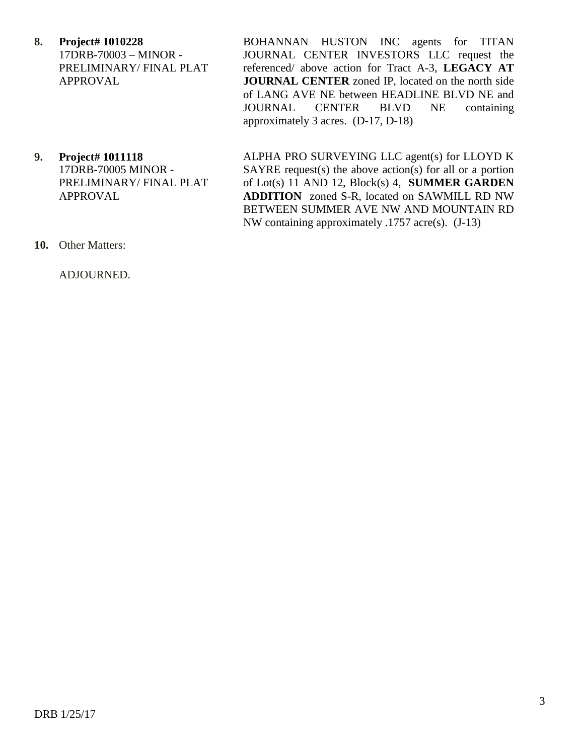**8. Project# 1010228**
17DRB-70003 – MINOR - PRELIMINARY/ FINAL PLAT APPROVAL

BOHANNAN HUSTON INC agents for TITAN JOURNAL CENTER INVESTORS LLC request the referenced/ above action for Tract A-3, **LEGACY AT JOURNAL CENTER** zoned IP, located on the north side of LANG AVE NE between HEADLINE BLVD NE and JOURNAL CENTER BLVD NE containing approximately 3 acres. (D-17, D-18)

**9. Project# 1011118**
17DRB-70005 MINOR - PRELIMINARY/ FINAL PLAT APPROVAL

ALPHA PRO SURVEYING LLC agent(s) for LLOYD K SAYRE request(s) the above action(s) for all or a portion of Lot(s) 11 AND 12, Block(s) 4, **SUMMER GARDEN ADDITION** zoned S-R, located on SAWMILL RD NW BETWEEN SUMMER AVE NW AND MOUNTAIN RD NW containing approximately .1757 acre(s). (J-13)

**10.** Other Matters:

ADJOURNED.

DRB 1/25/17